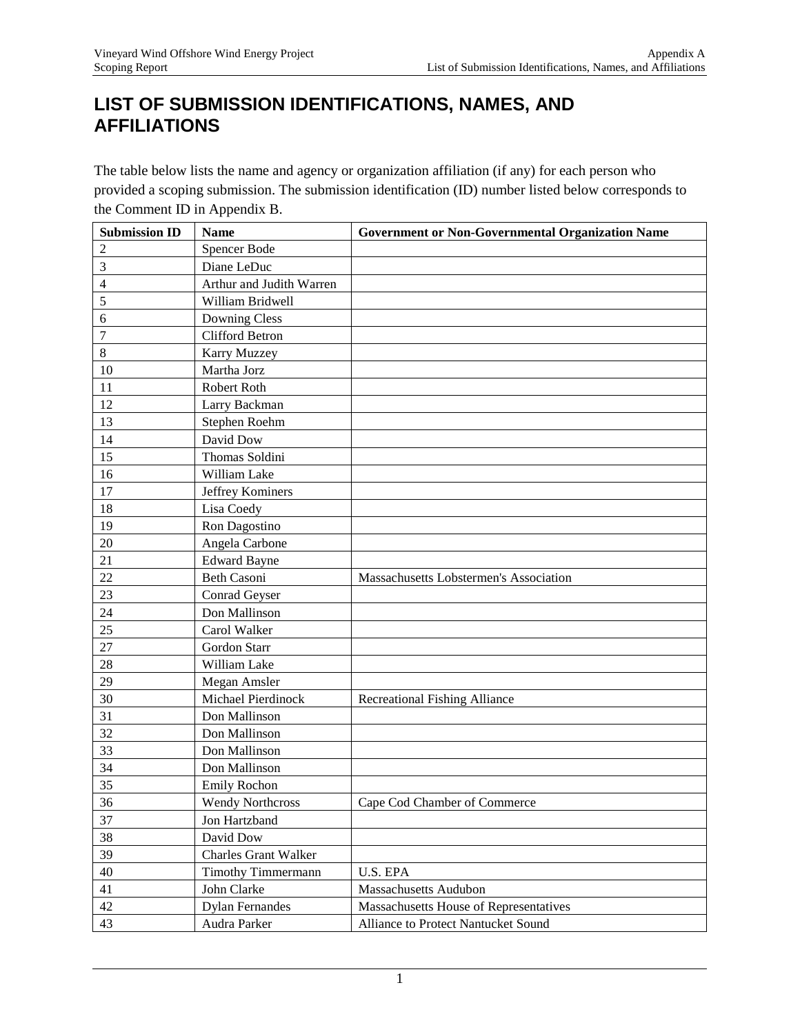# LIST OF SUBMISSION IDENTIFICATIONS, NAMES, AND AFFILIATIONS

The table below lists the name and agency or organization affiliation (if any) for each person who provided a scoping submission. The submission identification (ID) number listed below corresponds to the Comment ID in Appendix B.

| Submission ID | Name | Government or Non-Governmental Organization Name |
|---|---|---|
| 2 | Spencer Bode | |
| 3 | Diane LeDuc | |
| 4 | Arthur and Judith Warren | |
| 5 | William Bridwell | |
| 6 | Downing Cless | |
| 7 | Clifford Betron | |
| 8 | Karry Muzzey | |
| 10 | Martha Jorz | |
| 11 | Robert Roth | |
| 12 | Larry Backman | |
| 13 | Stephen Roehm | |
| 14 | David Dow | |
| 15 | Thomas Soldini | |
| 16 | William Lake | |
| 17 | Jeffrey Kominers | |
| 18 | Lisa Coedy | |
| 19 | Ron Dagostino | |
| 20 | Angela Carbone | |
| 21 | Edward Bayne | |
| 22 | Beth Casoni | Massachusetts Lobstermen's Association |
| 23 | Conrad Geyser | |
| 24 | Don Mallinson | |
| 25 | Carol Walker | |
| 27 | Gordon Starr | |
| 28 | William Lake | |
| 29 | Megan Amsler | |
| 30 | Michael Pierdinock | Recreational Fishing Alliance |
| 31 | Don Mallinson | |
| 32 | Don Mallinson | |
| 33 | Don Mallinson | |
| 34 | Don Mallinson | |
| 35 | Emily Rochon | |
| 36 | Wendy Northcross | Cape Cod Chamber of Commerce |
| 37 | Jon Hartzband | |
| 38 | David Dow | |
| 39 | Charles Grant Walker | |
| 40 | Timothy Timmermann | U.S. EPA |
| 41 | John Clarke | Massachusetts Audubon |
| 42 | Dylan Fernandes | Massachusetts House of Representatives |
| 43 | Audra Parker | Alliance to Protect Nantucket Sound |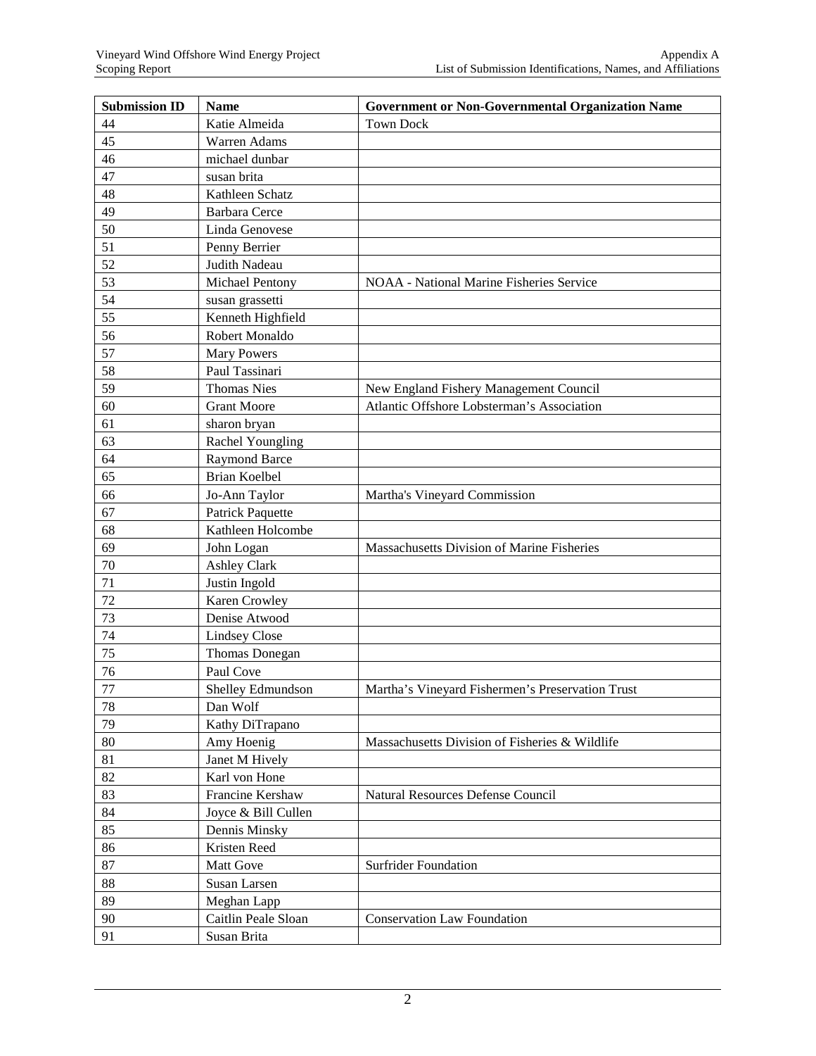| Submission ID | Name | Government or Non-Governmental Organization Name |
|---|---|---|
| 44 | Katie Almeida | Town Dock |
| 45 | Warren Adams | |
| 46 | michael dunbar | |
| 47 | susan brita | |
| 48 | Kathleen Schatz | |
| 49 | Barbara Cerce | |
| 50 | Linda Genovese | |
| 51 | Penny Berrier | |
| 52 | Judith Nadeau | |
| 53 | Michael Pentony | NOAA - National Marine Fisheries Service |
| 54 | susan grassetti | |
| 55 | Kenneth Highfield | |
| 56 | Robert Monaldo | |
| 57 | Mary Powers | |
| 58 | Paul Tassinari | |
| 59 | Thomas Nies | New England Fishery Management Council |
| 60 | Grant Moore | Atlantic Offshore Lobsterman's Association |
| 61 | sharon bryan | |
| 63 | Rachel Youngling | |
| 64 | Raymond Barce | |
| 65 | Brian Koelbel | |
| 66 | Jo-Ann Taylor | Martha's Vineyard Commission |
| 67 | Patrick Paquette | |
| 68 | Kathleen Holcombe | |
| 69 | John Logan | Massachusetts Division of Marine Fisheries |
| 70 | Ashley Clark | |
| 71 | Justin Ingold | |
| 72 | Karen Crowley | |
| 73 | Denise Atwood | |
| 74 | Lindsey Close | |
| 75 | Thomas Donegan | |
| 76 | Paul Cove | |
| 77 | Shelley Edmundson | Martha's Vineyard Fishermen's Preservation Trust |
| 78 | Dan Wolf | |
| 79 | Kathy DiTrapano | |
| 80 | Amy Hoenig | Massachusetts Division of Fisheries & Wildlife |
| 81 | Janet M Hively | |
| 82 | Karl von Hone | |
| 83 | Francine Kershaw | Natural Resources Defense Council |
| 84 | Joyce & Bill Cullen | |
| 85 | Dennis Minsky | |
| 86 | Kristen Reed | |
| 87 | Matt Gove | Surfrider Foundation |
| 88 | Susan Larsen | |
| 89 | Meghan Lapp | |
| 90 | Caitlin Peale Sloan | Conservation Law Foundation |
| 91 | Susan Brita | |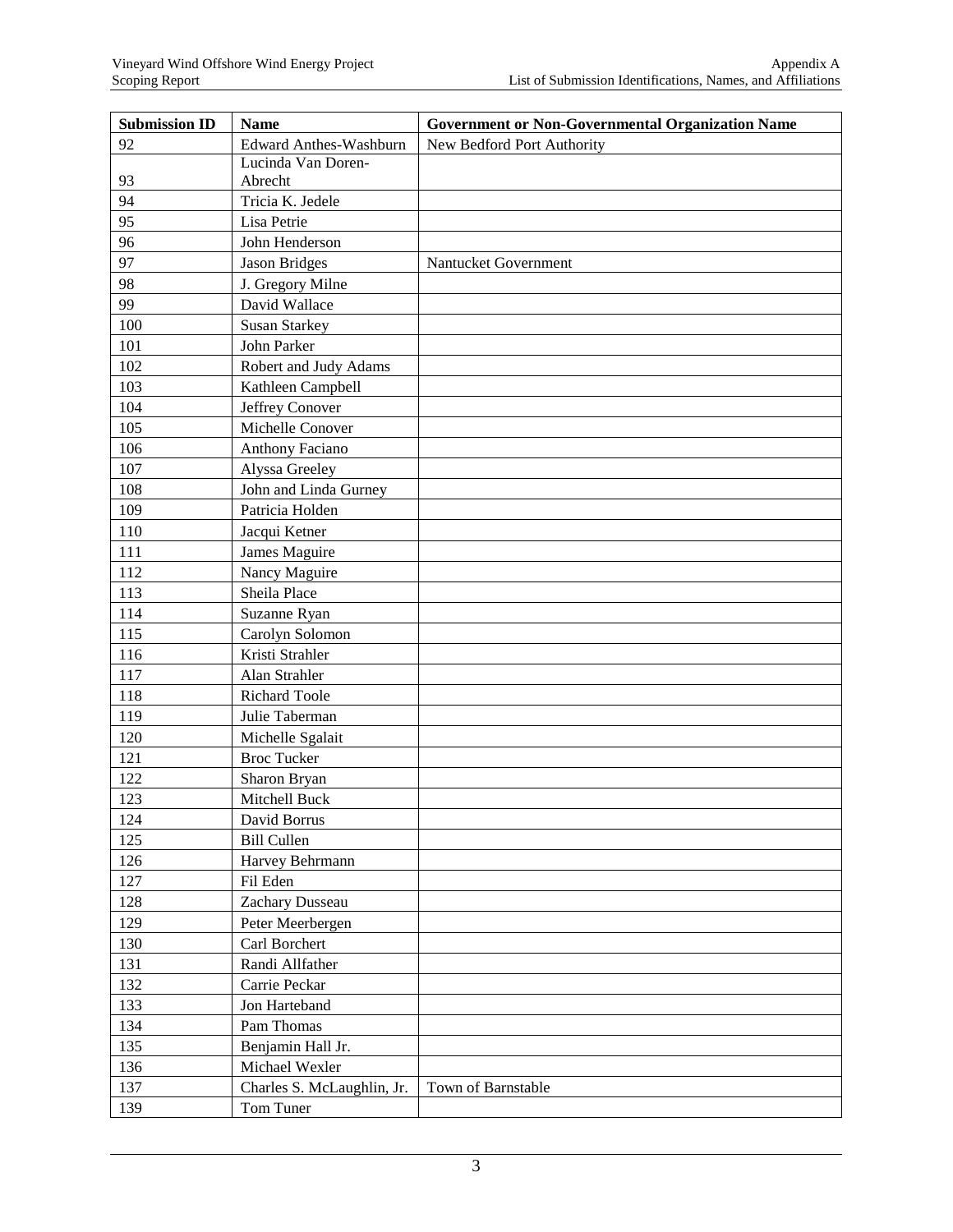| Submission ID | Name | Government or Non-Governmental Organization Name |
|---|---|---|
| 92 | Edward Anthes-Washburn | New Bedford Port Authority |
| 93 | Lucinda Van Doren-Abrecht | |
| 94 | Tricia K. Jedele | |
| 95 | Lisa Petrie | |
| 96 | John Henderson | |
| 97 | Jason Bridges | Nantucket Government |
| 98 | J. Gregory Milne | |
| 99 | David Wallace | |
| 100 | Susan Starkey | |
| 101 | John Parker | |
| 102 | Robert and Judy Adams | |
| 103 | Kathleen Campbell | |
| 104 | Jeffrey Conover | |
| 105 | Michelle Conover | |
| 106 | Anthony Faciano | |
| 107 | Alyssa Greeley | |
| 108 | John and Linda Gurney | |
| 109 | Patricia Holden | |
| 110 | Jacqui Ketner | |
| 111 | James Maguire | |
| 112 | Nancy Maguire | |
| 113 | Sheila Place | |
| 114 | Suzanne Ryan | |
| 115 | Carolyn Solomon | |
| 116 | Kristi Strahler | |
| 117 | Alan Strahler | |
| 118 | Richard Toole | |
| 119 | Julie Taberman | |
| 120 | Michelle Sgalait | |
| 121 | Broc Tucker | |
| 122 | Sharon Bryan | |
| 123 | Mitchell Buck | |
| 124 | David Borrus | |
| 125 | Bill Cullen | |
| 126 | Harvey Behrmann | |
| 127 | Fil Eden | |
| 128 | Zachary Dusseau | |
| 129 | Peter Meerbergen | |
| 130 | Carl Borchert | |
| 131 | Randi Allfather | |
| 132 | Carrie Peckar | |
| 133 | Jon Harteband | |
| 134 | Pam Thomas | |
| 135 | Benjamin Hall Jr. | |
| 136 | Michael Wexler | |
| 137 | Charles S. McLaughlin, Jr. | Town of Barnstable |
| 139 | Tom Tuner | |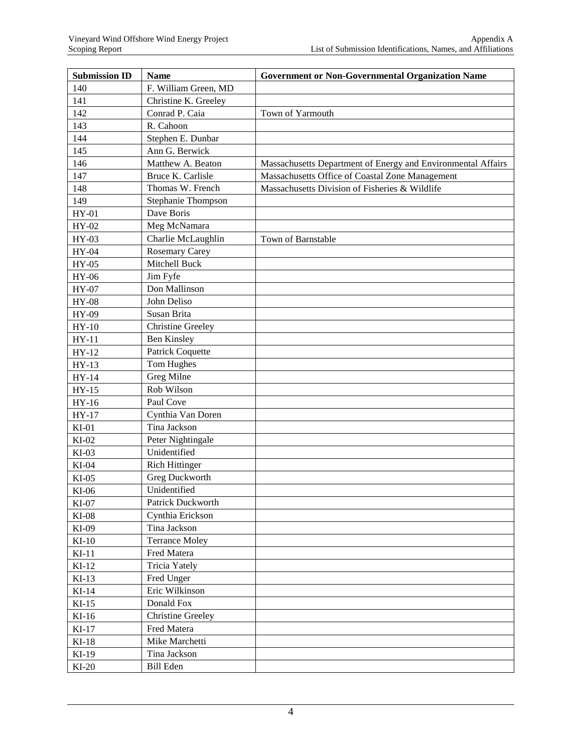| Submission ID | Name | Government or Non-Governmental Organization Name |
| --- | --- | --- |
| 140 | F. William Green, MD | |
| 141 | Christine K. Greeley | |
| 142 | Conrad P. Caia | Town of Yarmouth |
| 143 | R. Cahoon | |
| 144 | Stephen E. Dunbar | |
| 145 | Ann G. Berwick | |
| 146 | Matthew A. Beaton | Massachusetts Department of Energy and Environmental Affairs |
| 147 | Bruce K. Carlisle | Massachusetts Office of Coastal Zone Management |
| 148 | Thomas W. French | Massachusetts Division of Fisheries & Wildlife |
| 149 | Stephanie Thompson | |
| HY-01 | Dave Boris | |
| HY-02 | Meg McNamara | |
| HY-03 | Charlie McLaughlin | Town of Barnstable |
| HY-04 | Rosemary Carey | |
| HY-05 | Mitchell Buck | |
| HY-06 | Jim Fyfe | |
| HY-07 | Don Mallinson | |
| HY-08 | John Deliso | |
| HY-09 | Susan Brita | |
| HY-10 | Christine Greeley | |
| HY-11 | Ben Kinsley | |
| HY-12 | Patrick Coquette | |
| HY-13 | Tom Hughes | |
| HY-14 | Greg Milne | |
| HY-15 | Rob Wilson | |
| HY-16 | Paul Cove | |
| HY-17 | Cynthia Van Doren | |
| KI-01 | Tina Jackson | |
| KI-02 | Peter Nightingale | |
| KI-03 | Unidentified | |
| KI-04 | Rich Hittinger | |
| KI-05 | Greg Duckworth | |
| KI-06 | Unidentified | |
| KI-07 | Patrick Duckworth | |
| KI-08 | Cynthia Erickson | |
| KI-09 | Tina Jackson | |
| KI-10 | Terrance Moley | |
| KI-11 | Fred Matera | |
| KI-12 | Tricia Yately | |
| KI-13 | Fred Unger | |
| KI-14 | Eric Wilkinson | |
| KI-15 | Donald Fox | |
| KI-16 | Christine Greeley | |
| KI-17 | Fred Matera | |
| KI-18 | Mike Marchetti | |
| KI-19 | Tina Jackson | |
| KI-20 | Bill Eden | |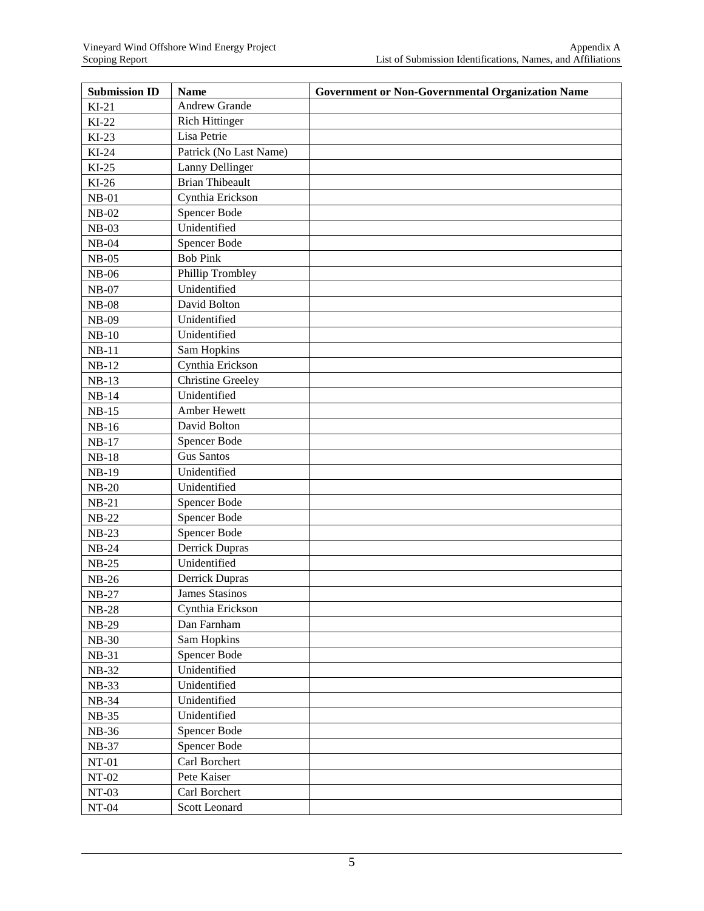| Submission ID | Name | Government or Non-Governmental Organization Name |
|---|---|---|
| KI-21 | Andrew Grande | |
| KI-22 | Rich Hittinger | |
| KI-23 | Lisa Petrie | |
| KI-24 | Patrick (No Last Name) | |
| KI-25 | Lanny Dellinger | |
| KI-26 | Brian Thibeault | |
| NB-01 | Cynthia Erickson | |
| NB-02 | Spencer Bode | |
| NB-03 | Unidentified | |
| NB-04 | Spencer Bode | |
| NB-05 | Bob Pink | |
| NB-06 | Phillip Trombley | |
| NB-07 | Unidentified | |
| NB-08 | David Bolton | |
| NB-09 | Unidentified | |
| NB-10 | Unidentified | |
| NB-11 | Sam Hopkins | |
| NB-12 | Cynthia Erickson | |
| NB-13 | Christine Greeley | |
| NB-14 | Unidentified | |
| NB-15 | Amber Hewett | |
| NB-16 | David Bolton | |
| NB-17 | Spencer Bode | |
| NB-18 | Gus Santos | |
| NB-19 | Unidentified | |
| NB-20 | Unidentified | |
| NB-21 | Spencer Bode | |
| NB-22 | Spencer Bode | |
| NB-23 | Spencer Bode | |
| NB-24 | Derrick Dupras | |
| NB-25 | Unidentified | |
| NB-26 | Derrick Dupras | |
| NB-27 | James Stasinos | |
| NB-28 | Cynthia Erickson | |
| NB-29 | Dan Farnham | |
| NB-30 | Sam Hopkins | |
| NB-31 | Spencer Bode | |
| NB-32 | Unidentified | |
| NB-33 | Unidentified | |
| NB-34 | Unidentified | |
| NB-35 | Unidentified | |
| NB-36 | Spencer Bode | |
| NB-37 | Spencer Bode | |
| NT-01 | Carl Borchert | |
| NT-02 | Pete Kaiser | |
| NT-03 | Carl Borchert | |
| NT-04 | Scott Leonard | |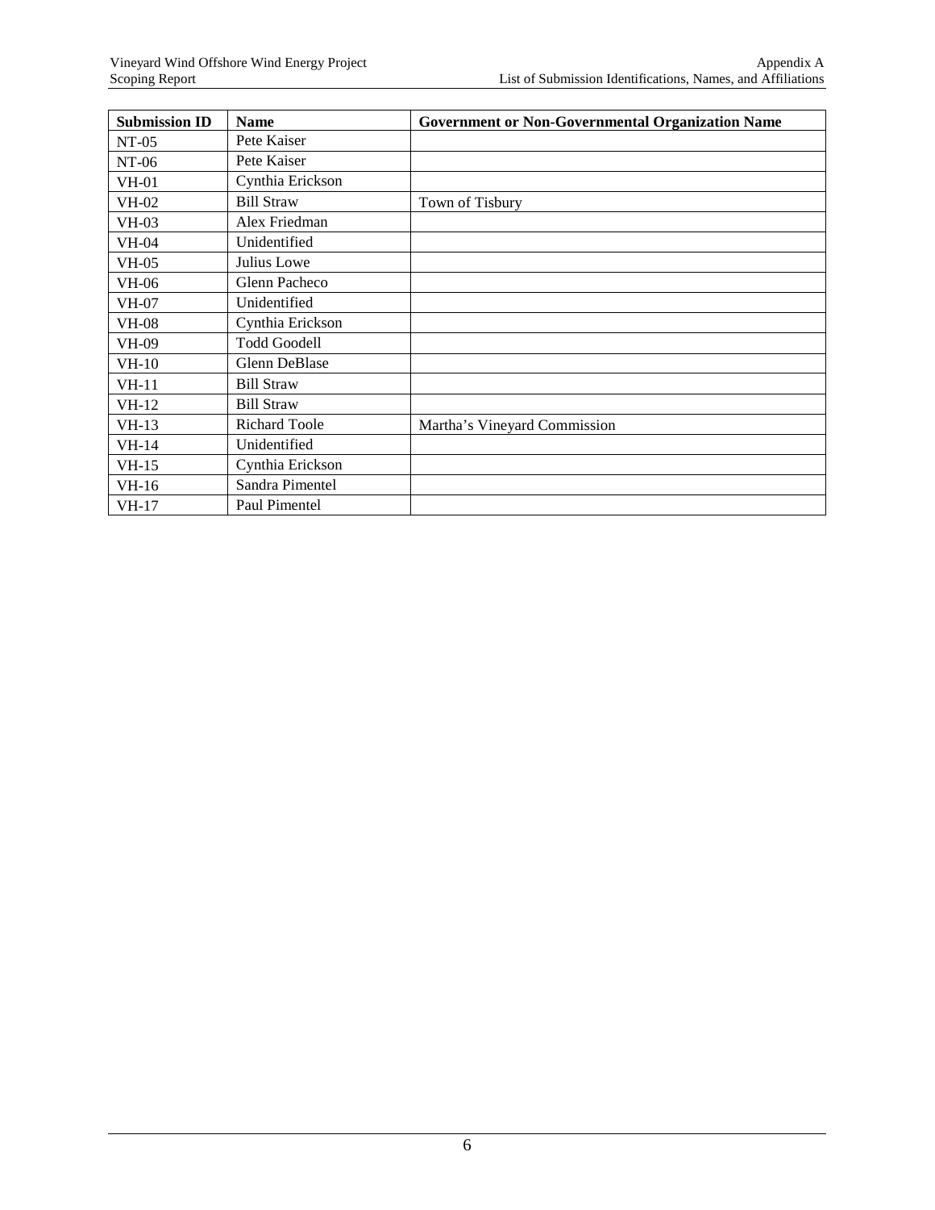| Submission ID | Name | Government or Non-Governmental Organization Name |
|---|---|---|
| NT-05 | Pete Kaiser | |
| NT-06 | Pete Kaiser | |
| VH-01 | Cynthia Erickson | |
| VH-02 | Bill Straw | Town of Tisbury |
| VH-03 | Alex Friedman | |
| VH-04 | Unidentified | |
| VH-05 | Julius Lowe | |
| VH-06 | Glenn Pacheco | |
| VH-07 | Unidentified | |
| VH-08 | Cynthia Erickson | |
| VH-09 | Todd Goodell | |
| VH-10 | Glenn DeBlase | |
| VH-11 | Bill Straw | |
| VH-12 | Bill Straw | |
| VH-13 | Richard Toole | Martha's Vineyard Commission |
| VH-14 | Unidentified | |
| VH-15 | Cynthia Erickson | |
| VH-16 | Sandra Pimentel | |
| VH-17 | Paul Pimentel | |